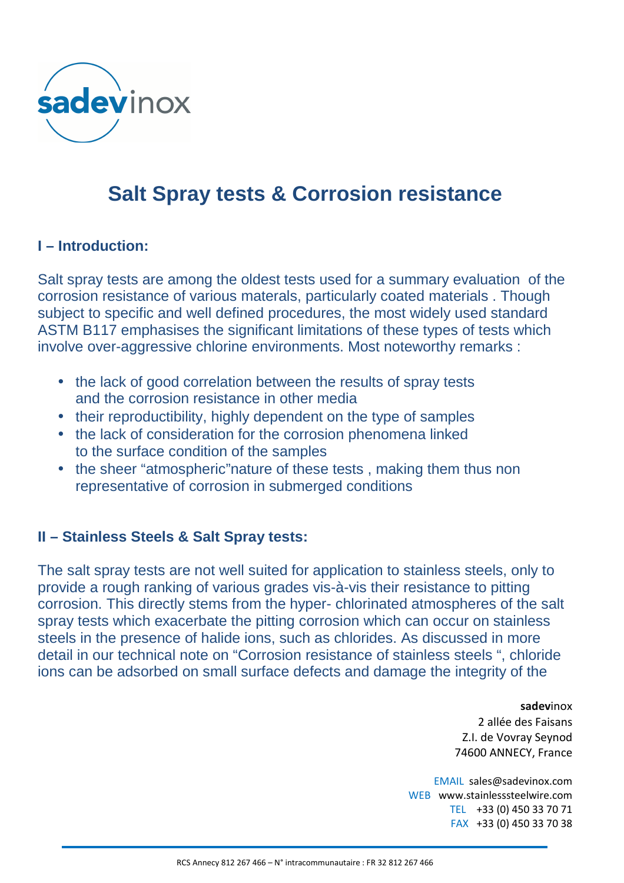# Salt Spray tests & Corrosion resistance

## I – Introduction:

Salt spray tests are among the oldest tests used for a summary evaluation of the corrosion resistance of various materals, particularly coated materials . Though subject to specific and well defined procedures, the most widely used standard ASTM B117 emphasises the significant limitations of these types of tests which involve over-aggressive chlorine environments. Most noteworthy remarks :

- the lack of good correlation between the results of spray tests and the corrosion resistance in other media
- their reproductibility, highly dependent on the type of samples
- the lack of consideration for the corrosion phenomena linked to the surface condition of the samples
- the sheer "atmospheric"nature of these tests , making them thus non representative of corrosion in submerged conditions

## II – Stainless Steels & Salt Spray tests:

The salt spray tests are not well suited for application to stainless steels, only to provide a rough ranking of various grades vis-à-vis their resistance to pitting corrosion. This directly stems from the hyper- chlorinated atmospheres of the salt spray tests which exacerbate the pitting corrosion which can occur on stainless steels in the presence of halide ions, such as chlorides. As discussed in more detail in our technical note on "Corrosion resistance of stainless steels ", chloride ions can be adsorbed on small surface defects and damage the integrity of the

**sadev**inox
2 allée des Faisans
Z.I. de Vovray Seynod
74600 ANNECY, France

EMAIL sales@sadevinox.com
WEB www.stainlesssteelwire.com
TEL +33 (0) 450 33 70 71
FAX +33 (0) 450 33 70 38

RCS Annecy 812 267 466 – N° intracommunautaire : FR 32 812 267 466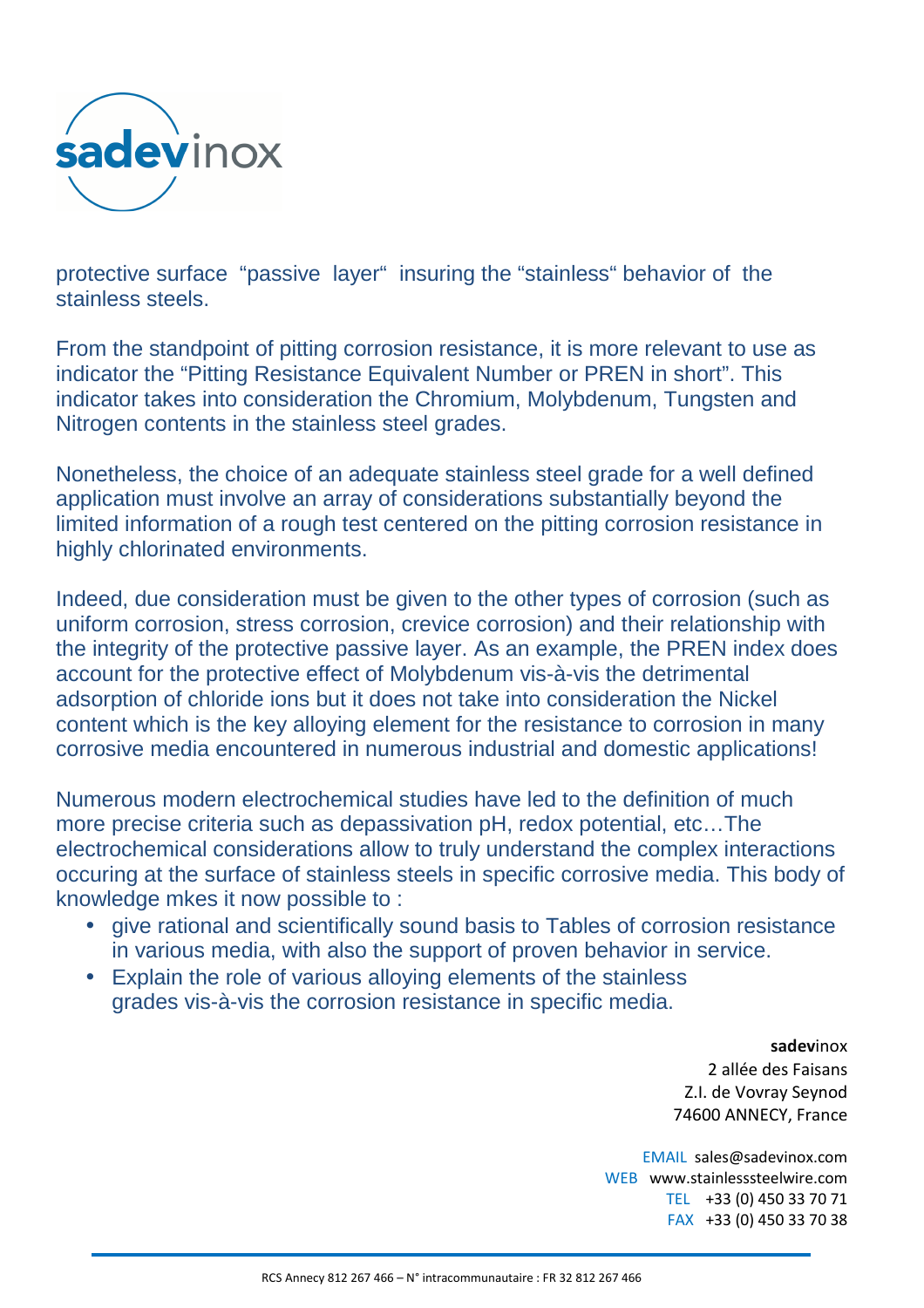protective surface "passive layer" insuring the "stainless" behavior of the stainless steels.

From the standpoint of pitting corrosion resistance, it is more relevant to use as indicator the "Pitting Resistance Equivalent Number or PREN in short". This indicator takes into consideration the Chromium, Molybdenum, Tungsten and Nitrogen contents in the stainless steel grades.

Nonetheless, the choice of an adequate stainless steel grade for a well defined application must involve an array of considerations substantially beyond the limited information of a rough test centered on the pitting corrosion resistance in highly chlorinated environments.

Indeed, due consideration must be given to the other types of corrosion (such as uniform corrosion, stress corrosion, crevice corrosion) and their relationship with the integrity of the protective passive layer. As an example, the PREN index does account for the protective effect of Molybdenum vis-à-vis the detrimental adsorption of chloride ions but it does not take into consideration the Nickel content which is the key alloying element for the resistance to corrosion in many corrosive media encountered in numerous industrial and domestic applications!

Numerous modern electrochemical studies have led to the definition of much more precise criteria such as depassivation pH, redox potential, etc…The electrochemical considerations allow to truly understand the complex interactions occuring at the surface of stainless steels in specific corrosive media. This body of knowledge mkes it now possible to :

- give rational and scientifically sound basis to Tables of corrosion resistance in various media, with also the support of proven behavior in service.
- Explain the role of various alloying elements of the stainless grades vis-à-vis the corrosion resistance in specific media.

**sadev**inox
2 allée des Faisans
Z.I. de Vovray Seynod
74600 ANNECY, France

EMAIL sales@sadevinox.com
WEB www.stainlesssteelwire.com
TEL +33 (0) 450 33 70 71
FAX +33 (0) 450 33 70 38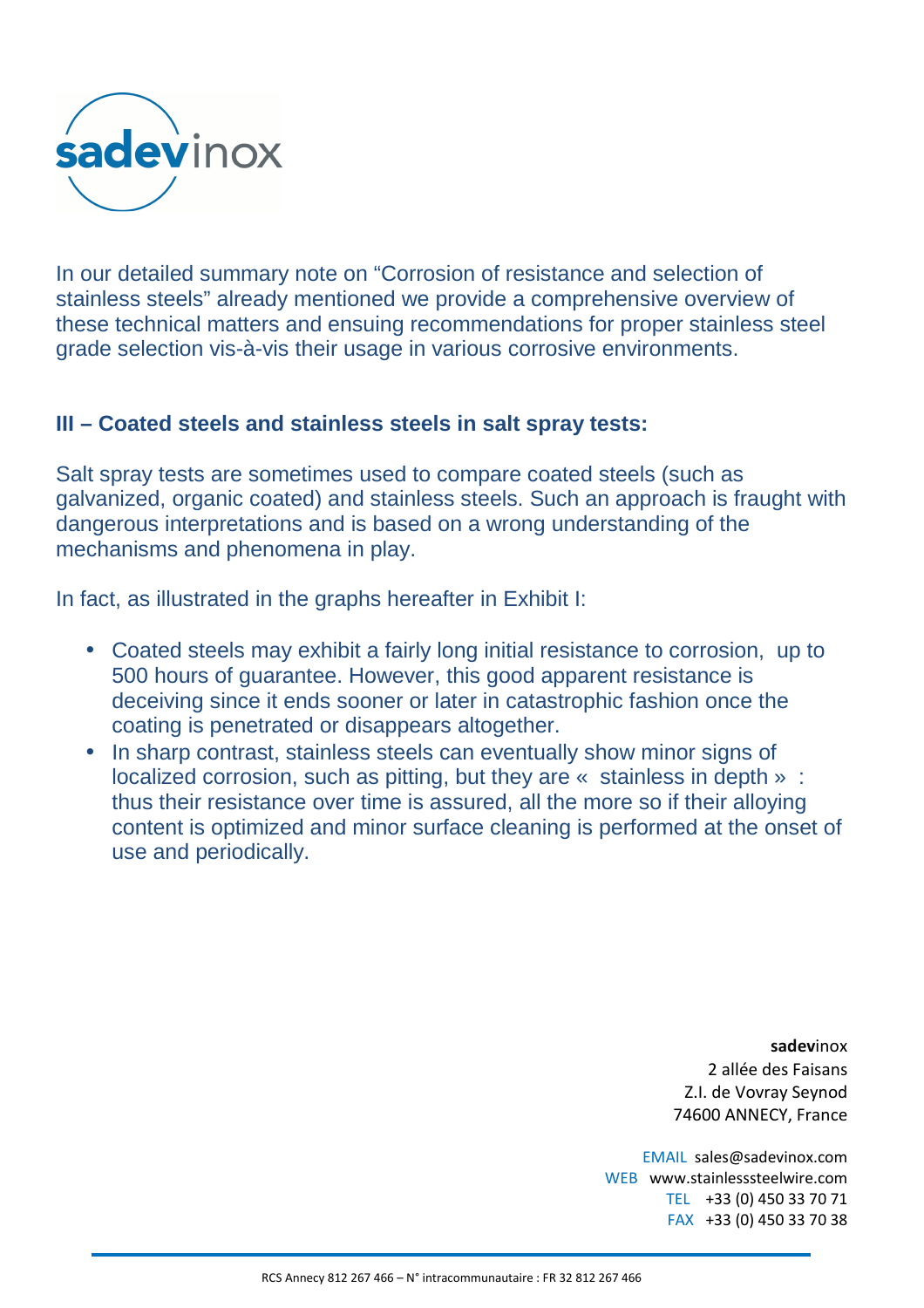In our detailed summary note on “Corrosion of resistance and selection of stainless steels” already mentioned we provide a comprehensive overview of these technical matters and ensuing recommendations for proper stainless steel grade selection vis-à-vis their usage in various corrosive environments.

## III – Coated steels and stainless steels in salt spray tests:

Salt spray tests are sometimes used to compare coated steels (such as galvanized, organic coated) and stainless steels. Such an approach is fraught with dangerous interpretations and is based on a wrong understanding of the mechanisms and phenomena in play.

In fact, as illustrated in the graphs hereafter in Exhibit I:

- Coated steels may exhibit a fairly long initial resistance to corrosion, up to 500 hours of guarantee. However, this good apparent resistance is deceiving since it ends sooner or later in catastrophic fashion once the coating is penetrated or disappears altogether.
- In sharp contrast, stainless steels can eventually show minor signs of localized corrosion, such as pitting, but they are « stainless in depth » : thus their resistance over time is assured, all the more so if their alloying content is optimized and minor surface cleaning is performed at the onset of use and periodically.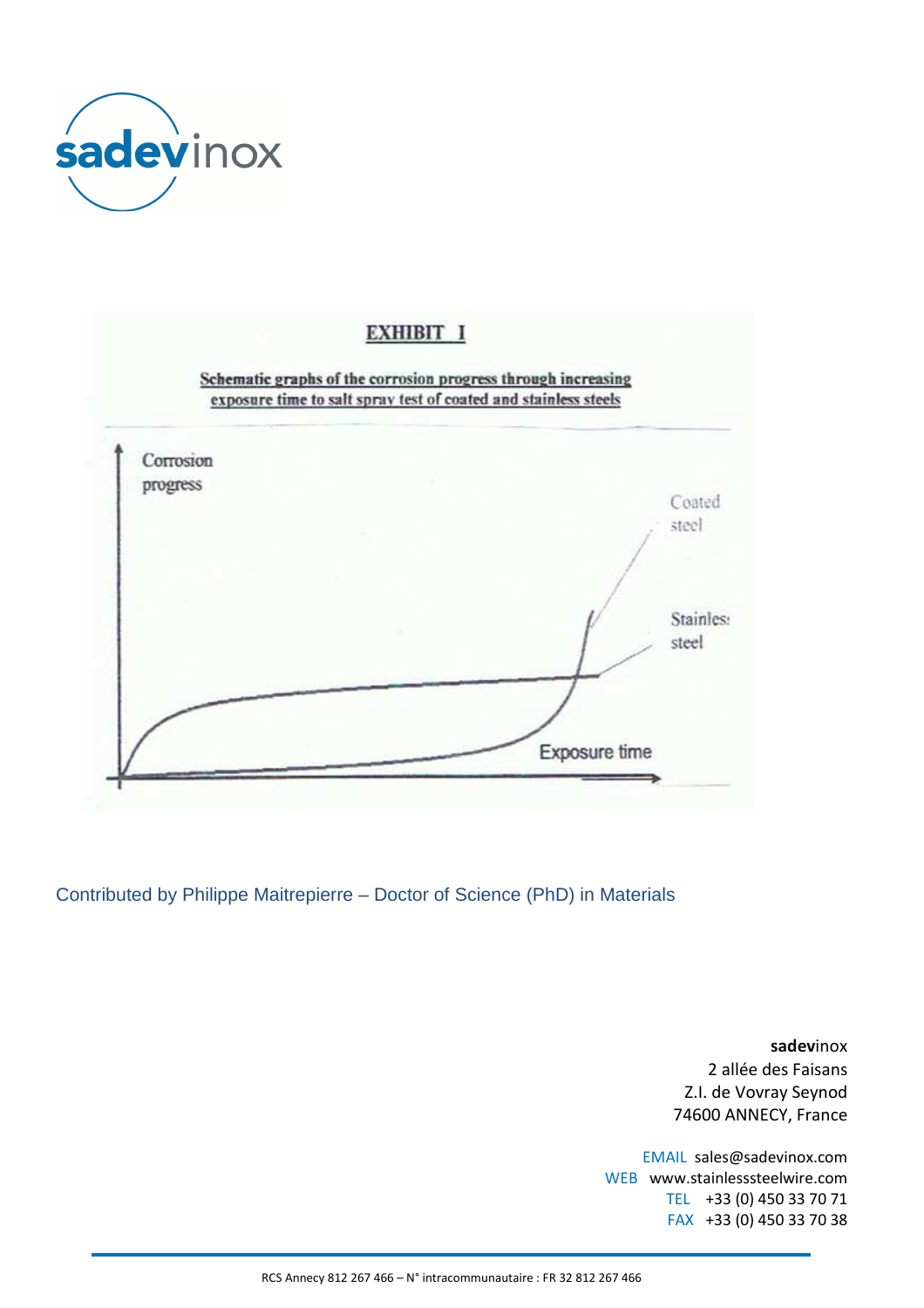## EXHIBIT I

**Schematic graphs of the corrosion progress through increasing exposure time to salt spray test of coated and stainless steels**

Corrosion progress

Coated steel

Stainless steel

Exposure time

Contributed by Philippe Maitrepierre – Doctor of Science (PhD) in Materials

**sadev**inox
2 allée des Faisans
Z.I. de Vovray Seynod
74600 ANNECY, France

EMAIL sales@sadevinox.com
WEB www.stainlesssteelwire.com
TEL +33 (0) 450 33 70 71
FAX +33 (0) 450 33 70 38

RCS Annecy 812 267 466 – N° intracommunautaire : FR 32 812 267 466